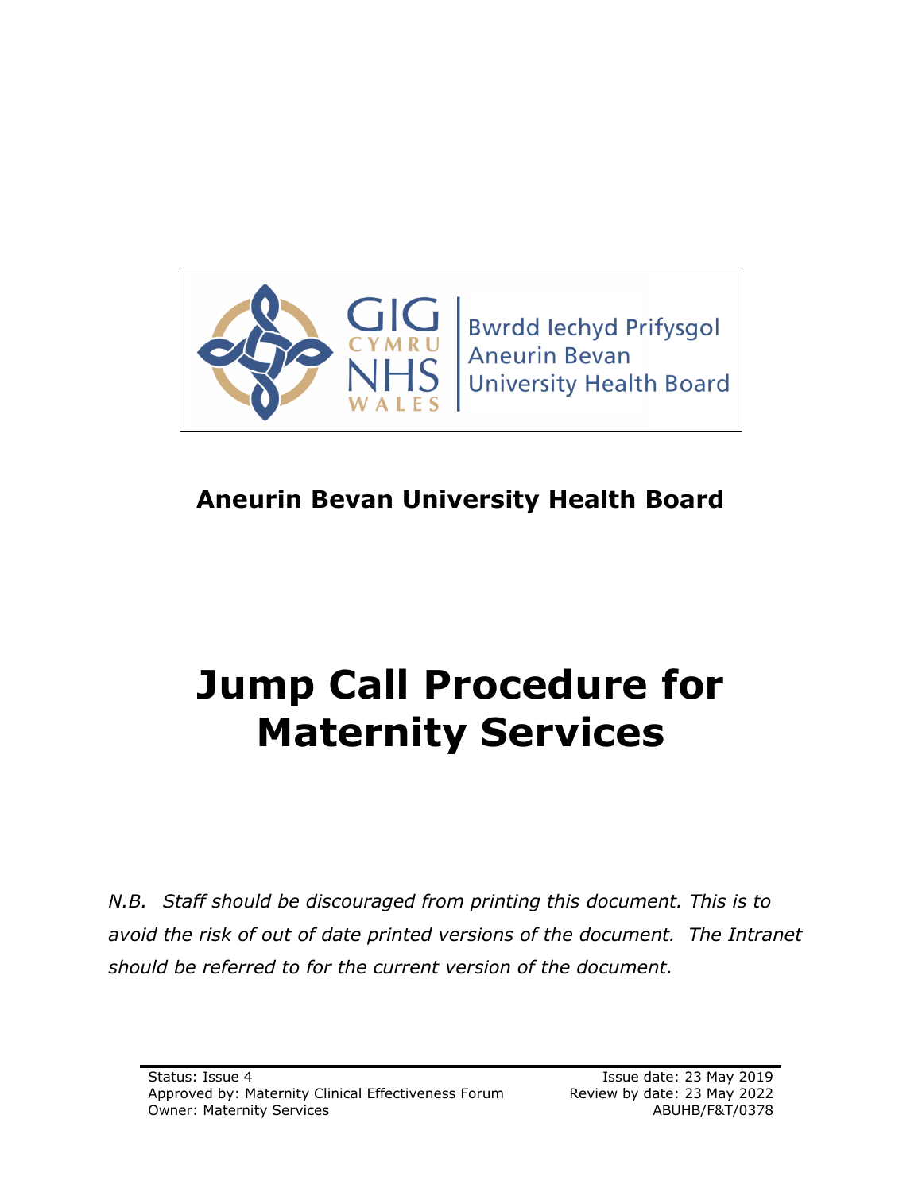Bwrdd Iechyd Prifysgol Aneurin Bevan University Health Board

**Aneurin Bevan University Health Board**

# Jump Call Procedure for Maternity Services

*N.B. Staff should be discouraged from printing this document. This is to avoid the risk of out of date printed versions of the document. The Intranet should be referred to for the current version of the document.*

Status: Issue 4
Approved by: Maternity Clinical Effectiveness Forum
Owner: Maternity Services

Issue date: 23 May 2019
Review by date: 23 May 2022
ABUHB/F&T/0378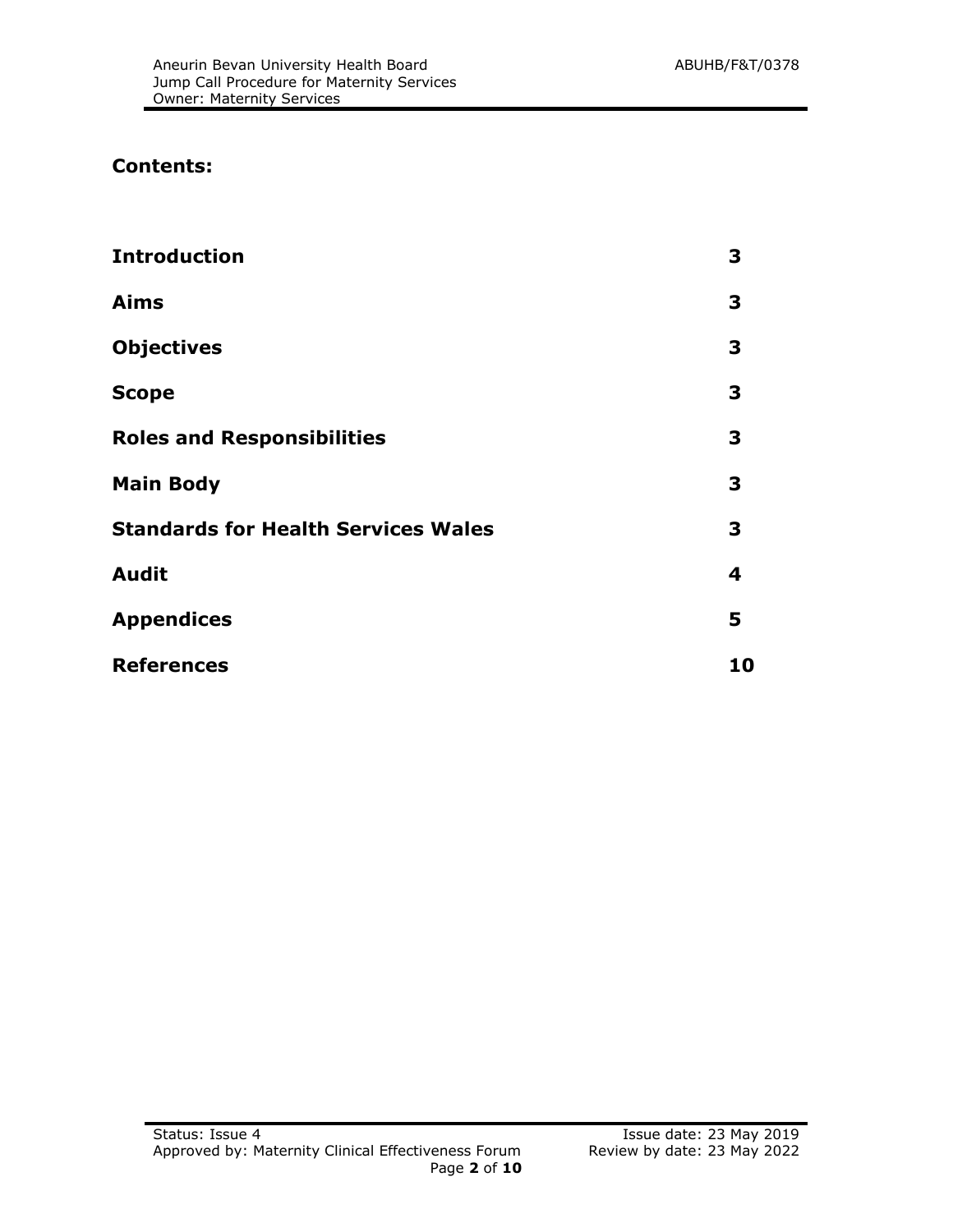**Contents:**

| | |
|---|---|
| **Introduction** | **3** |
| **Aims** | **3** |
| **Objectives** | **3** |
| **Scope** | **3** |
| **Roles and Responsibilities** | **3** |
| **Main Body** | **3** |
| **Standards for Health Services Wales** | **3** |
| **Audit** | **4** |
| **Appendices** | **5** |
| **References** | **10** |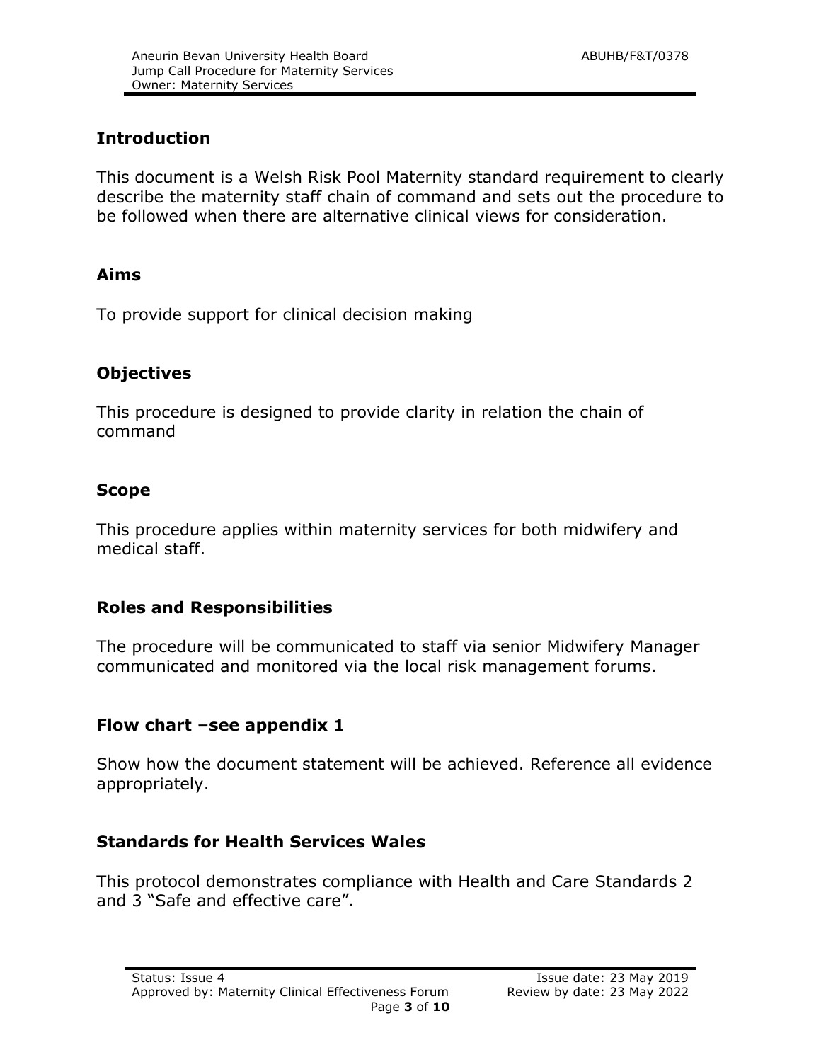## Introduction

This document is a Welsh Risk Pool Maternity standard requirement to clearly describe the maternity staff chain of command and sets out the procedure to be followed when there are alternative clinical views for consideration.

## Aims

To provide support for clinical decision making

## Objectives

This procedure is designed to provide clarity in relation the chain of command

## Scope

This procedure applies within maternity services for both midwifery and medical staff.

## Roles and Responsibilities

The procedure will be communicated to staff via senior Midwifery Manager communicated and monitored via the local risk management forums.

## Flow chart –see appendix 1

Show how the document statement will be achieved. Reference all evidence appropriately.

## Standards for Health Services Wales

This protocol demonstrates compliance with Health and Care Standards 2 and 3 "Safe and effective care".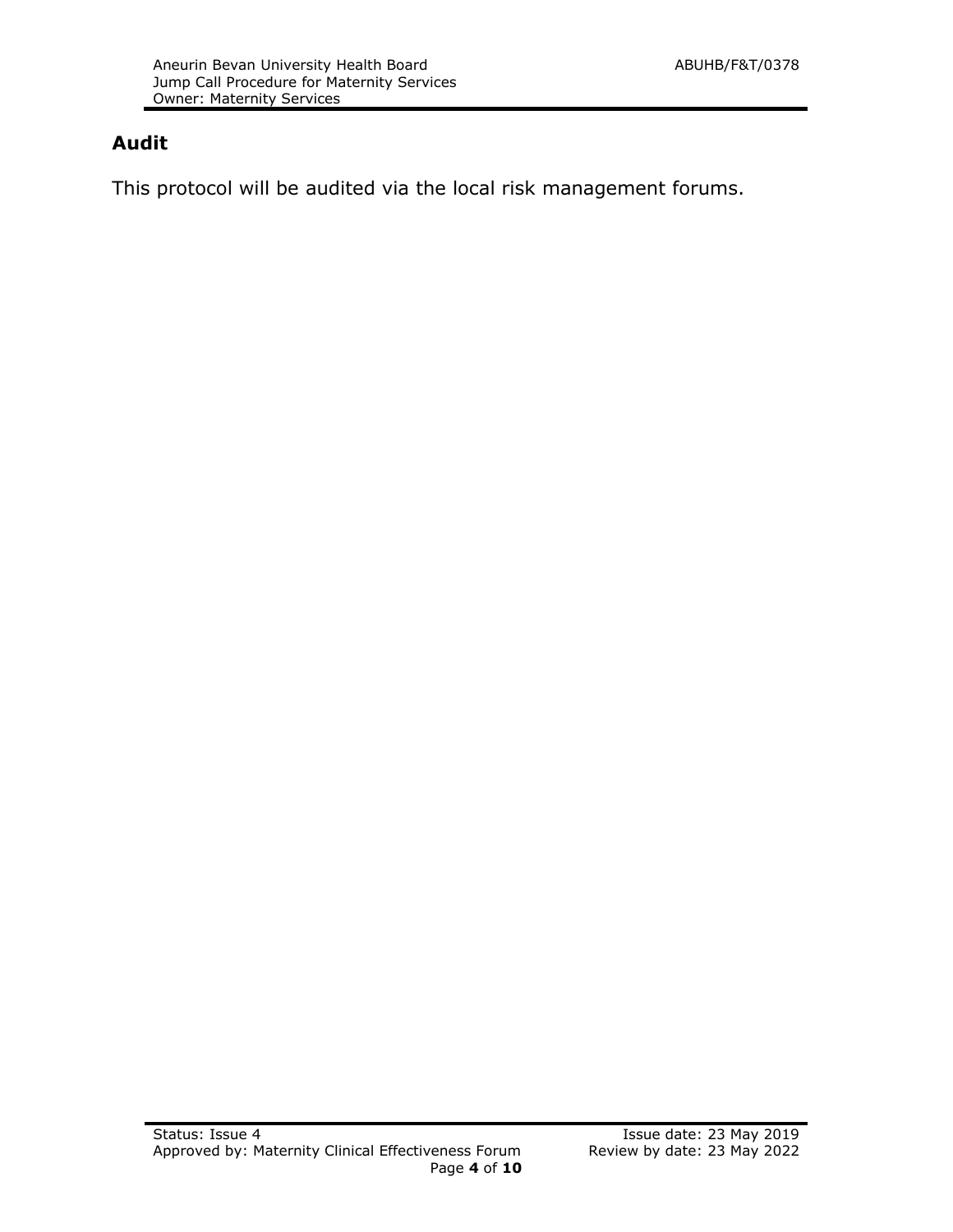## Audit

This protocol will be audited via the local risk management forums.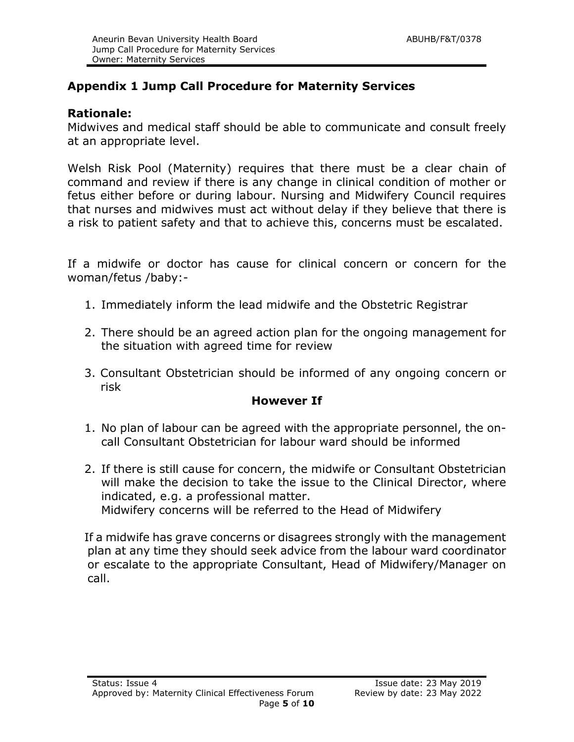## Appendix 1 Jump Call Procedure for Maternity Services

### Rationale:

Midwives and medical staff should be able to communicate and consult freely at an appropriate level.

Welsh Risk Pool (Maternity) requires that there must be a clear chain of command and review if there is any change in clinical condition of mother or fetus either before or during labour. Nursing and Midwifery Council requires that nurses and midwives must act without delay if they believe that there is a risk to patient safety and that to achieve this, concerns must be escalated.

If a midwife or doctor has cause for clinical concern or concern for the woman/fetus /baby:-

1. Immediately inform the lead midwife and the Obstetric Registrar
2. There should be an agreed action plan for the ongoing management for the situation with agreed time for review
3. Consultant Obstetrician should be informed of any ongoing concern or risk

**However If**

1. No plan of labour can be agreed with the appropriate personnel, the on-call Consultant Obstetrician for labour ward should be informed
2. If there is still cause for concern, the midwife or Consultant Obstetrician will make the decision to take the issue to the Clinical Director, where indicated, e.g. a professional matter.
   Midwifery concerns will be referred to the Head of Midwifery

If a midwife has grave concerns or disagrees strongly with the management plan at any time they should seek advice from the labour ward coordinator or escalate to the appropriate Consultant, Head of Midwifery/Manager on call.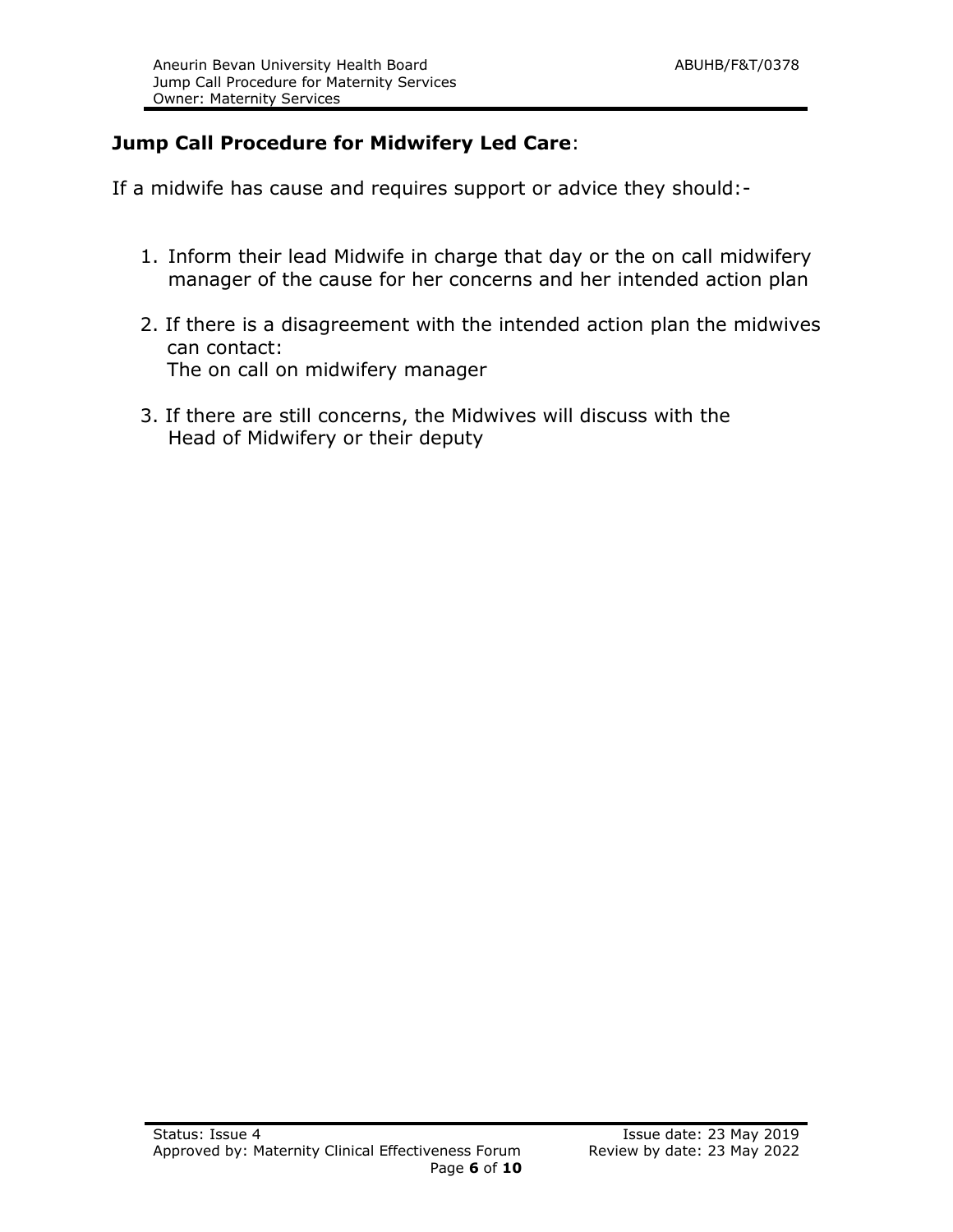**Jump Call Procedure for Midwifery Led Care**:

If a midwife has cause and requires support or advice they should:-

1. Inform their lead Midwife in charge that day or the on call midwifery manager of the cause for her concerns and her intended action plan

2. If there is a disagreement with the intended action plan the midwives can contact:
   The on call on midwifery manager

3. If there are still concerns, the Midwives will discuss with the Head of Midwifery or their deputy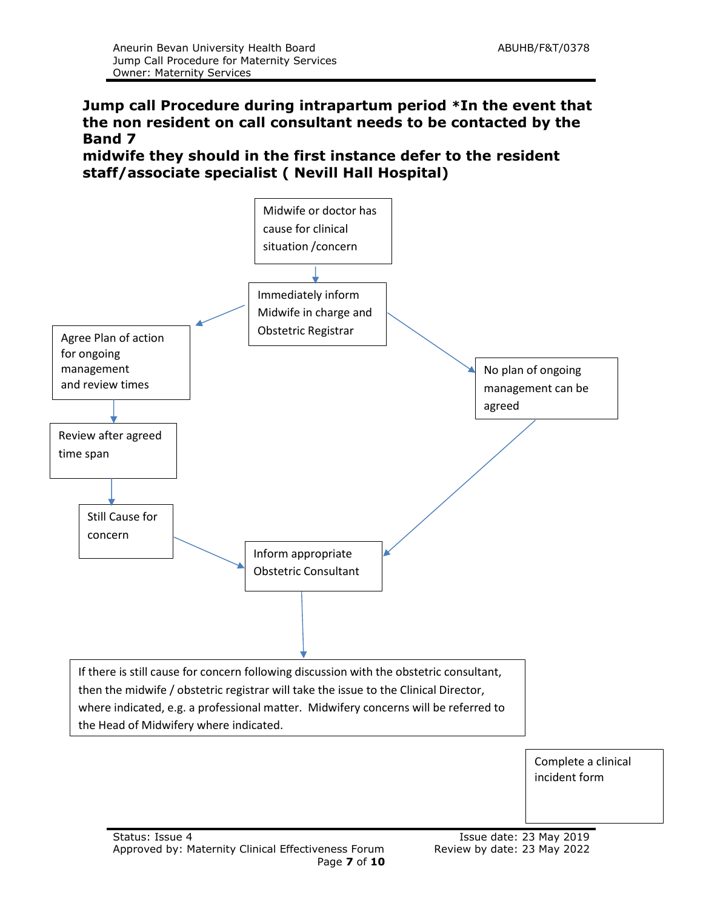**Jump call Procedure during intrapartum period \*In the event that the non resident on call consultant needs to be contacted by the Band 7 midwife they should in the first instance defer to the resident staff/associate specialist ( Nevill Hall Hospital)**

Midwife or doctor has cause for clinical situation /concern

Immediately inform Midwife in charge and Obstetric Registrar

Agree Plan of action for ongoing management and review times

Review after agreed time span

Still Cause for concern

No plan of ongoing management can be agreed

Inform appropriate Obstetric Consultant

If there is still cause for concern following discussion with the obstetric consultant, then the midwife / obstetric registrar will take the issue to the Clinical Director, where indicated, e.g. a professional matter. Midwifery concerns will be referred to the Head of Midwifery where indicated.

Complete a clinical incident form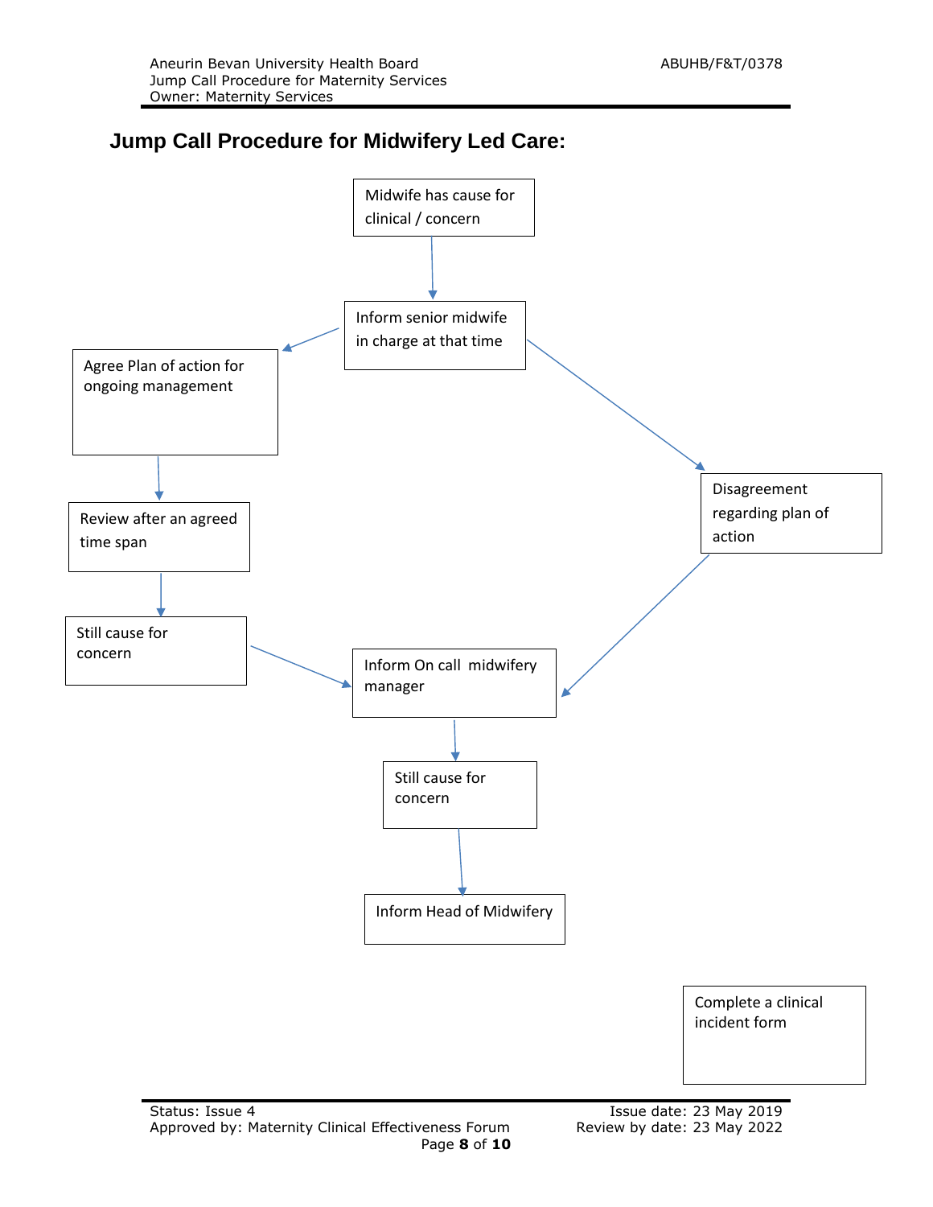# Jump Call Procedure for Midwifery Led Care:

Midwife has cause for clinical / concern

↓

Inform senior midwife in charge at that time

→ Agree Plan of action for ongoing management

↓

Review after an agreed time span

↓

Still cause for concern

↓

Inform On call midwifery manager

→ Disagreement regarding plan of action

↓

Inform On call midwifery manager

↓

Still cause for concern

↓

Inform Head of Midwifery

Complete a clinical incident form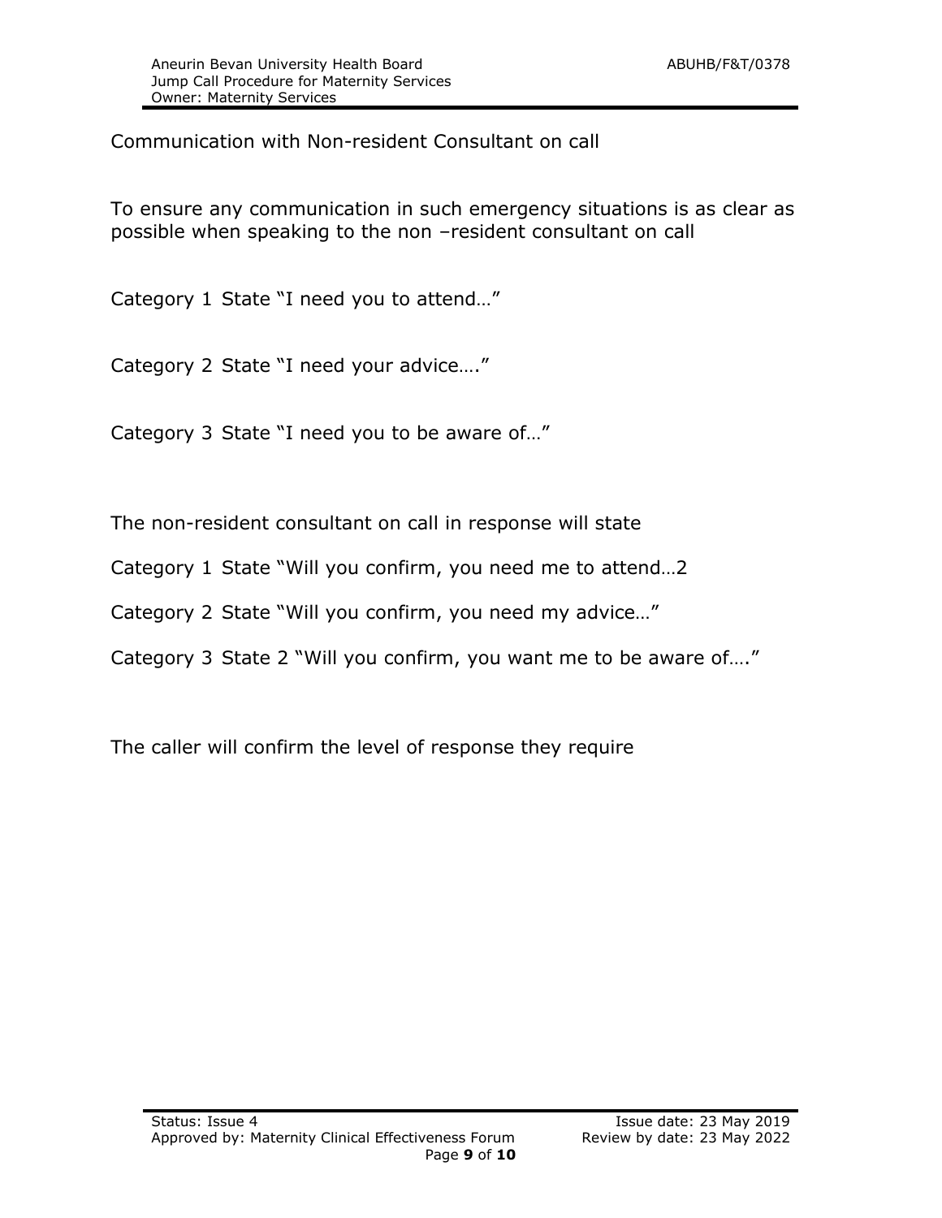Communication with Non-resident Consultant on call

To ensure any communication in such emergency situations is as clear as possible when speaking to the non –resident consultant on call

Category 1 State "I need you to attend…"

Category 2 State "I need your advice…."

Category 3 State "I need you to be aware of…"

The non-resident consultant on call in response will state

Category 1 State "Will you confirm, you need me to attend…2

Category 2 State "Will you confirm, you need my advice…"

Category 3 State 2 "Will you confirm, you want me to be aware of…."

The caller will confirm the level of response they require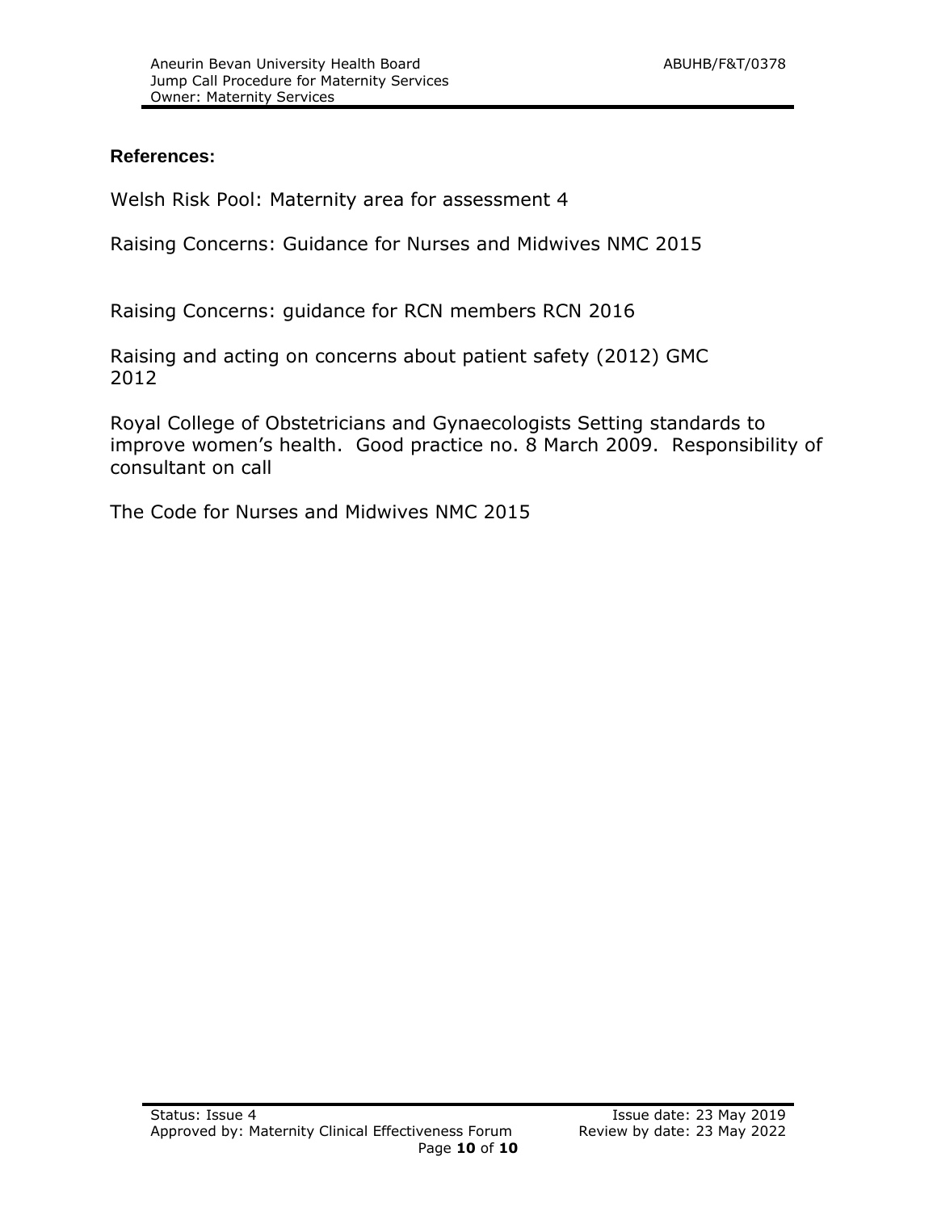**References:**

Welsh Risk Pool: Maternity area for assessment 4

Raising Concerns: Guidance for Nurses and Midwives NMC 2015

Raising Concerns: guidance for RCN members RCN 2016

Raising and acting on concerns about patient safety (2012) GMC 2012

Royal College of Obstetricians and Gynaecologists Setting standards to improve women's health. Good practice no. 8 March 2009. Responsibility of consultant on call

The Code for Nurses and Midwives NMC 2015